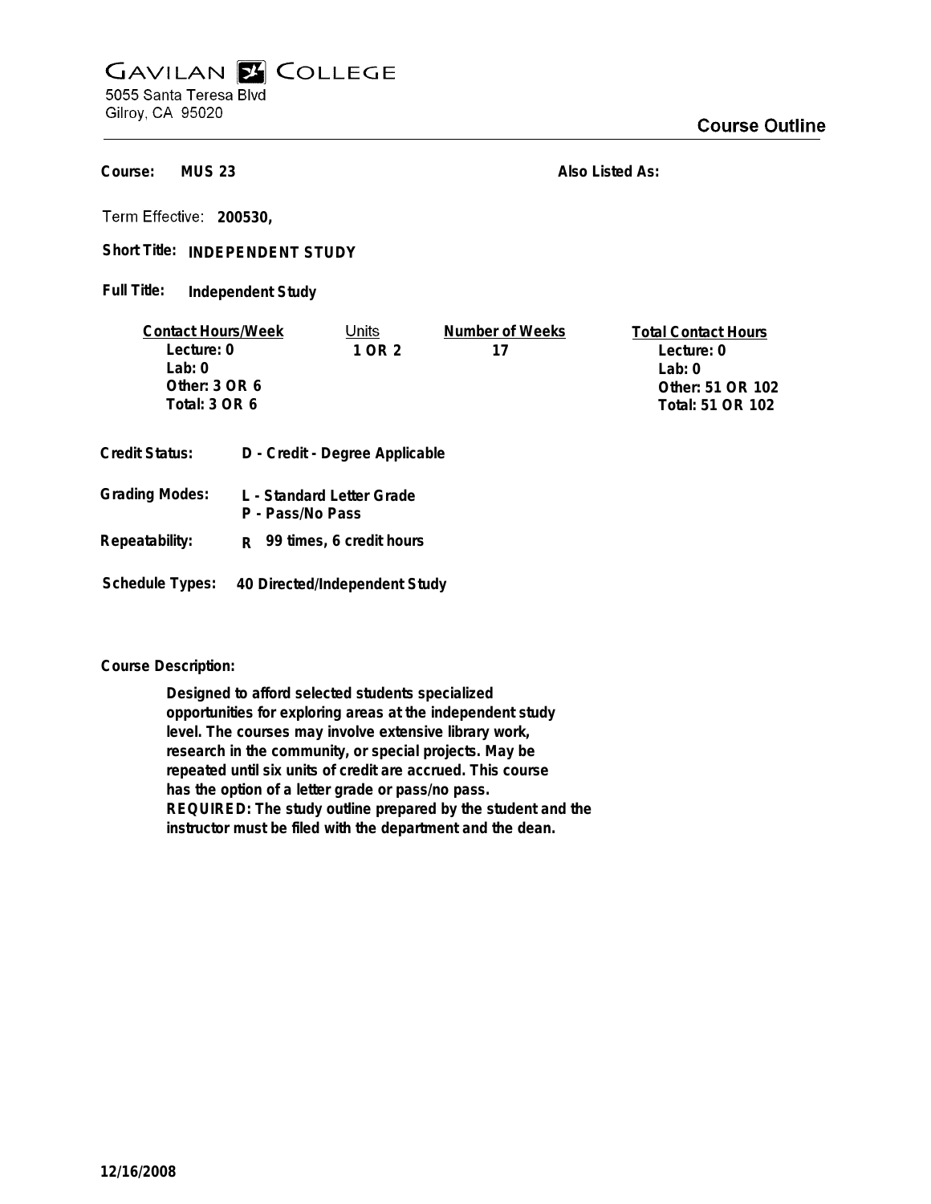# GAVILAN COLLEGE

5055 Santa Teresa Blvd
Gilroy, CA 95020

## Course Outline

**Course:** MUS 23

**Also Listed As:**

**Term Effective:** 200530,

**Short Title:** INDEPENDENT STUDY

**Full Title:** Independent Study

| Contact Hours/Week | Units | Number of Weeks | Total Contact Hours |
|---|---|---|---|
| Lecture: 0 | 1 OR 2 | 17 | Lecture: 0 |
| Lab: 0 | | | Lab: 0 |
| Other: 3 OR 6 | | | Other: 51 OR 102 |
| Total: 3 OR 6 | | | Total: 51 OR 102 |

**Credit Status:** D - Credit - Degree Applicable

**Grading Modes:** L - Standard Letter Grade
P - Pass/No Pass

**Repeatability:** R 99 times, 6 credit hours

**Schedule Types:** 40 Directed/Independent Study

**Course Description:**

Designed to afford selected students specialized opportunities for exploring areas at the independent study level. The courses may involve extensive library work, research in the community, or special projects. May be repeated until six units of credit are accrued. This course has the option of a letter grade or pass/no pass. REQUIRED: The study outline prepared by the student and the instructor must be filed with the department and the dean.

12/16/2008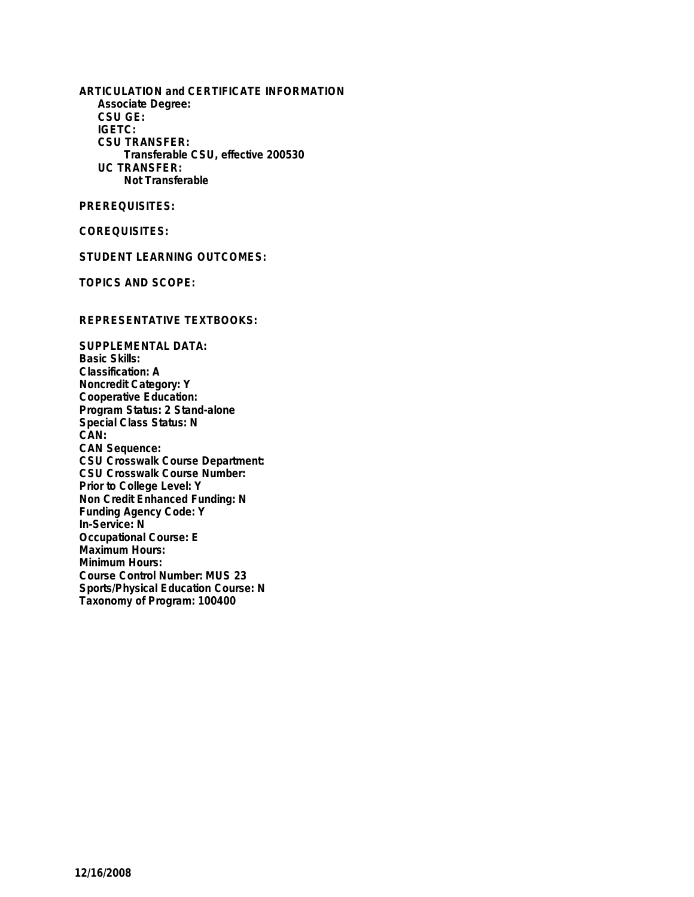**ARTICULATION and CERTIFICATE INFORMATION**

**Associate Degree:**

**CSU GE:**

**IGETC:**

**CSU TRANSFER:**

**Transferable CSU, effective 200530**

**UC TRANSFER:**

**Not Transferable**

**PREREQUISITES:**

**COREQUISITES:**

**STUDENT LEARNING OUTCOMES:**

**TOPICS AND SCOPE:**

**REPRESENTATIVE TEXTBOOKS:**

**SUPPLEMENTAL DATA:**
**Basic Skills:**
**Classification: A**
**Noncredit Category: Y**
**Cooperative Education:**
**Program Status: 2 Stand-alone**
**Special Class Status: N**
**CAN:**
**CAN Sequence:**
**CSU Crosswalk Course Department:**
**CSU Crosswalk Course Number:**
**Prior to College Level: Y**
**Non Credit Enhanced Funding: N**
**Funding Agency Code: Y**
**In-Service: N**
**Occupational Course: E**
**Maximum Hours:**
**Minimum Hours:**
**Course Control Number: MUS 23**
**Sports/Physical Education Course: N**
**Taxonomy of Program: 100400**

**12/16/2008**